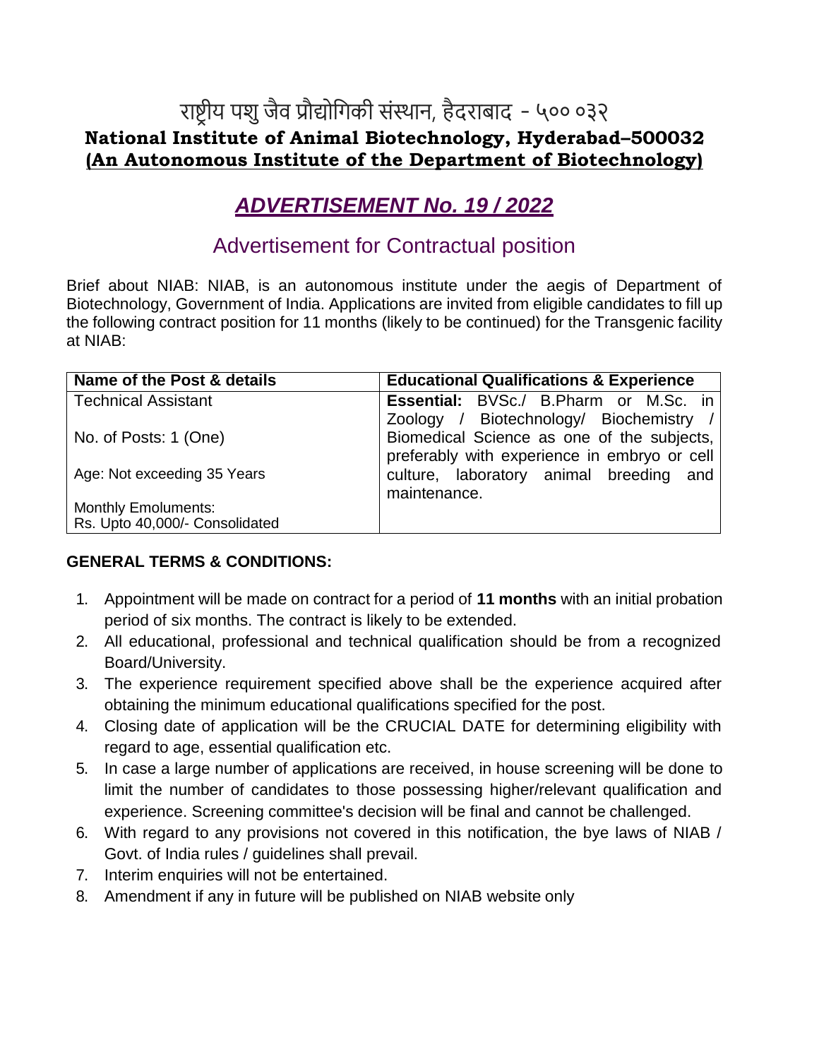# राष्ट्रीय पशु जैव प्रौद्योगिकी संस्थान, हैदराबाद - ५०० ०३२

## National Institute of Animal Biotechnology, Hyderabad–500032

## (An Autonomous Institute of the Department of Biotechnology)

# *ADVERTISEMENT No. 19 / 2022*

## Advertisement for Contractual position

Brief about NIAB: NIAB, is an autonomous institute under the aegis of Department of Biotechnology, Government of India. Applications are invited from eligible candidates to fill up the following contract position for 11 months (likely to be continued) for the Transgenic facility at NIAB:

| Name of the Post & details | Educational Qualifications & Experience |
|---|---|
| Technical Assistant<br><br>No. of Posts: 1 (One)<br><br>Age: Not exceeding 35 Years<br><br>Monthly Emoluments:<br>Rs. Upto 40,000/- Consolidated | **Essential:** BVSc./ B.Pharm or M.Sc. in Zoology / Biotechnology/ Biochemistry / Biomedical Science as one of the subjects, preferably with experience in embryo or cell culture, laboratory animal breeding and maintenance. |

**GENERAL TERMS & CONDITIONS:**

1. Appointment will be made on contract for a period of **11 months** with an initial probation period of six months. The contract is likely to be extended.
2. All educational, professional and technical qualification should be from a recognized Board/University.
3. The experience requirement specified above shall be the experience acquired after obtaining the minimum educational qualifications specified for the post.
4. Closing date of application will be the CRUCIAL DATE for determining eligibility with regard to age, essential qualification etc.
5. In case a large number of applications are received, in house screening will be done to limit the number of candidates to those possessing higher/relevant qualification and experience. Screening committee's decision will be final and cannot be challenged.
6. With regard to any provisions not covered in this notification, the bye laws of NIAB / Govt. of India rules / guidelines shall prevail.
7. Interim enquiries will not be entertained.
8. Amendment if any in future will be published on NIAB website only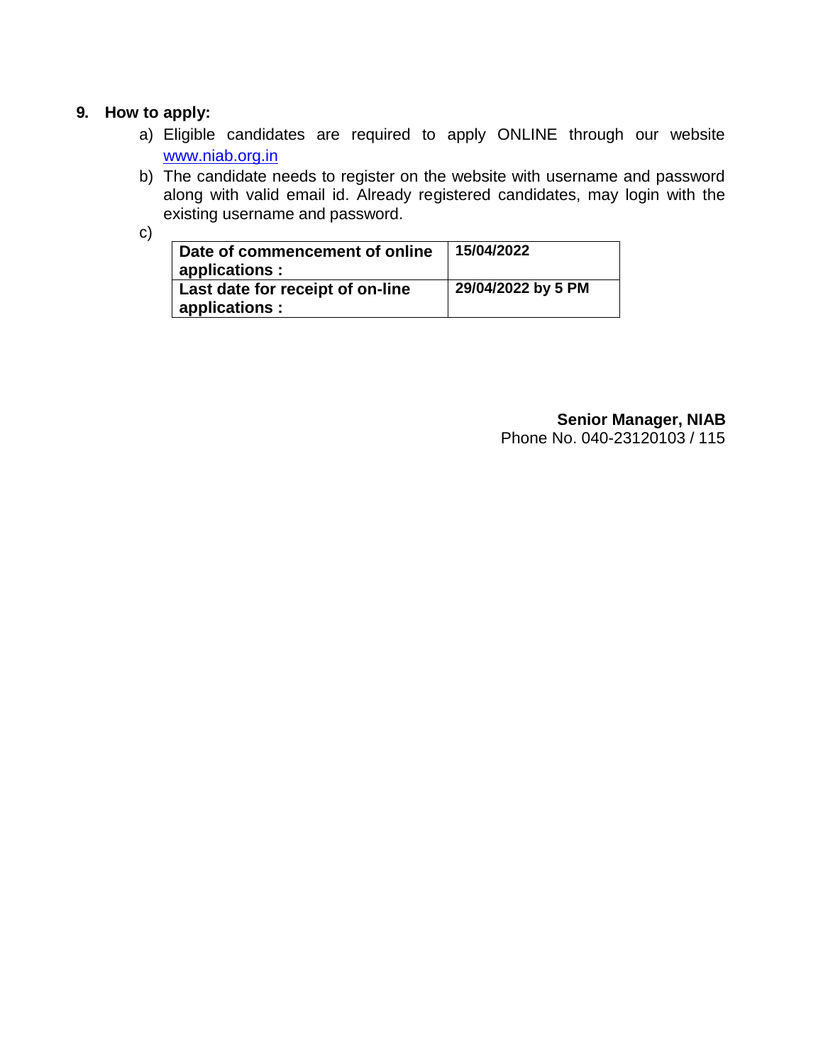## 9. How to apply:

a) Eligible candidates are required to apply ONLINE through our website [www.niab.org.in](http://www.niab.org.in)

b) The candidate needs to register on the website with username and password along with valid email id. Already registered candidates, may login with the existing username and password.

c)

| | |
|---|---|
| **Date of commencement of online applications :** | **15/04/2022** |
| **Last date for receipt of on-line applications :** | **29/04/2022 by 5 PM** |

**Senior Manager, NIAB**
Phone No. 040-23120103 / 115